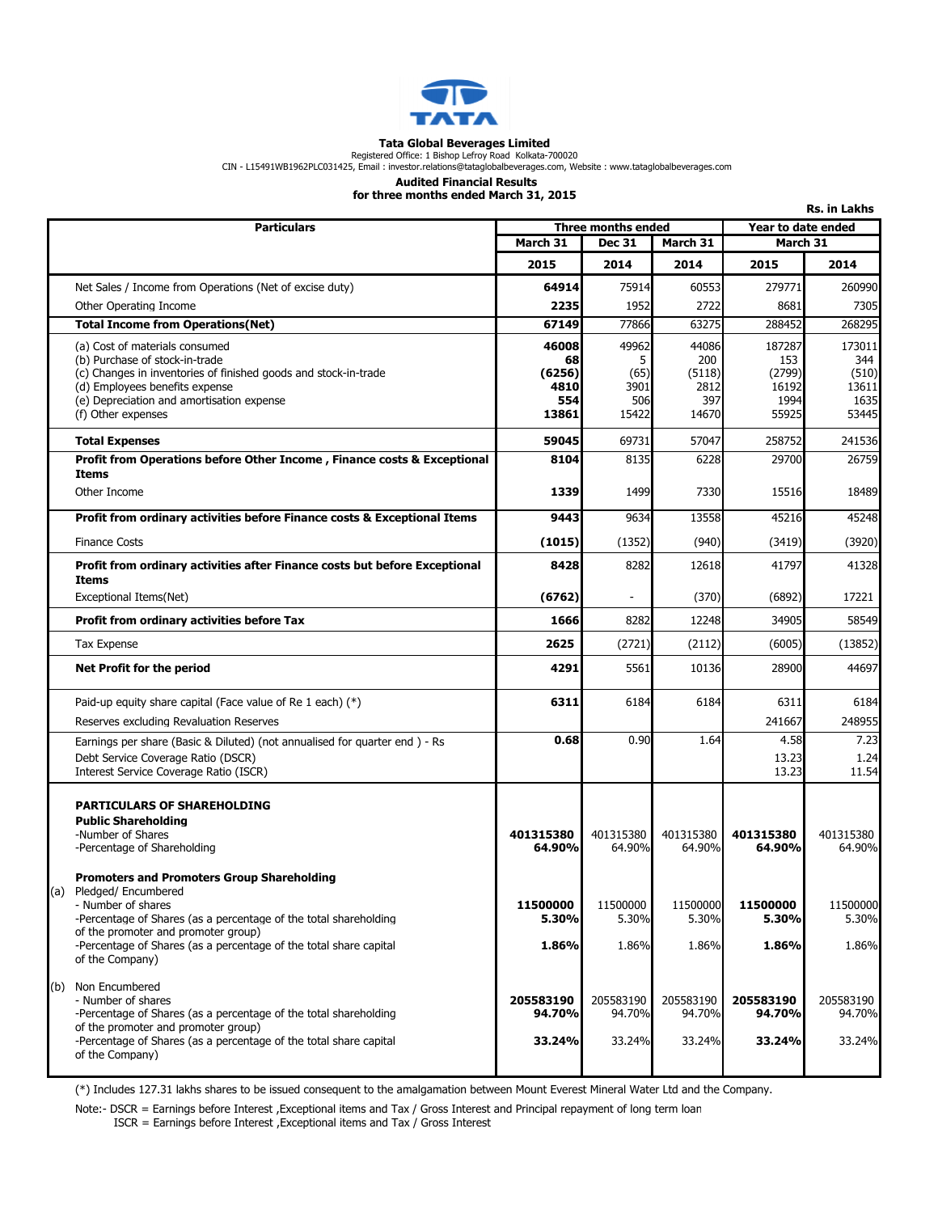**Tata Global Beverages Limited**
Registered Office: 1 Bishop Lefroy Road Kolkata-700020
CIN - L15491WB1962PLC031425, Email : investor.relations@tataglobalbeverages.com, Website : www.tataglobalbeverages.com

**Audited Financial Results**
**for three months ended March 31, 2015**

**Rs. in Lakhs**

| Particulars | Three months ended | | | Year to date ended | |
|---|---|---|---|---|---|
| | March 31 | Dec 31 | March 31 | March 31 | |
| | 2015 | 2014 | 2014 | 2015 | 2014 |
| Net Sales / Income from Operations (Net of excise duty) | **64914** | 75914 | 60553 | 279771 | 260990 |
| Other Operating Income | **2235** | 1952 | 2722 | 8681 | 7305 |
| **Total Income from Operations(Net)** | **67149** | 77866 | 63275 | 288452 | 268295 |
| (a) Cost of materials consumed | **46008** | 49962 | 44086 | 187287 | 173011 |
| (b) Purchase of stock-in-trade | **68** | 5 | 200 | 153 | 344 |
| (c) Changes in inventories of finished goods and stock-in-trade | **(6256)** | (65) | (5118) | (2799) | (510) |
| (d) Employees benefits expense | **4810** | 3901 | 2812 | 16192 | 13611 |
| (e) Depreciation and amortisation expense | **554** | 506 | 397 | 1994 | 1635 |
| (f) Other expenses | **13861** | 15422 | 14670 | 55925 | 53445 |
| **Total Expenses** | **59045** | 69731 | 57047 | 258752 | 241536 |
| **Profit from Operations before Other Income , Finance costs & Exceptional Items** | **8104** | 8135 | 6228 | 29700 | 26759 |
| Other Income | **1339** | 1499 | 7330 | 15516 | 18489 |
| **Profit from ordinary activities before Finance costs & Exceptional Items** | **9443** | 9634 | 13558 | 45216 | 45248 |
| Finance Costs | **(1015)** | (1352) | (940) | (3419) | (3920) |
| **Profit from ordinary activities after Finance costs but before Exceptional Items** | **8428** | 8282 | 12618 | 41797 | 41328 |
| Exceptional Items(Net) | **(6762)** | - | (370) | (6892) | 17221 |
| **Profit from ordinary activities before Tax** | **1666** | 8282 | 12248 | 34905 | 58549 |
| Tax Expense | **2625** | (2721) | (2112) | (6005) | (13852) |
| **Net Profit for the period** | **4291** | 5561 | 10136 | 28900 | 44697 |
| Paid-up equity share capital (Face value of Re 1 each) (*) | **6311** | 6184 | 6184 | 6311 | 6184 |
| Reserves excluding Revaluation Reserves | | | | 241667 | 248955 |
| Earnings per share (Basic & Diluted) (not annualised for quarter end ) - Rs | **0.68** | 0.90 | 1.64 | 4.58 | 7.23 |
| Debt Service Coverage Ratio (DSCR) | | | | 13.23 | 1.24 |
| Interest Service Coverage Ratio (ISCR) | | | | 13.23 | 11.54 |
| **PARTICULARS OF SHAREHOLDING** | | | | | |
| **Public Shareholding** | | | | | |
| -Number of Shares | **401315380** | 401315380 | 401315380 | **401315380** | 401315380 |
| -Percentage of Shareholding | **64.90%** | 64.90% | 64.90% | **64.90%** | 64.90% |
| **Promoters and Promoters Group Shareholding** | | | | | |
| (a) Pledged/ Encumbered | | | | | |
| - Number of shares | **11500000** | 11500000 | 11500000 | **11500000** | 11500000 |
| -Percentage of Shares (as a percentage of the total shareholding of the promoter and promoter group) | **5.30%** | 5.30% | 5.30% | **5.30%** | 5.30% |
| -Percentage of Shares (as a percentage of the total share capital of the Company) | **1.86%** | 1.86% | 1.86% | **1.86%** | 1.86% |
| (b) Non Encumbered | | | | | |
| - Number of shares | **205583190** | 205583190 | 205583190 | **205583190** | 205583190 |
| -Percentage of Shares (as a percentage of the total shareholding of the promoter and promoter group) | **94.70%** | 94.70% | 94.70% | **94.70%** | 94.70% |
| -Percentage of Shares (as a percentage of the total share capital of the Company) | **33.24%** | 33.24% | 33.24% | **33.24%** | 33.24% |

(*) Includes 127.31 lakhs shares to be issued consequent to the amalgamation between Mount Everest Mineral Water Ltd and the Company.

Note:- DSCR = Earnings before Interest ,Exceptional items and Tax / Gross Interest and Principal repayment of long term loan
ISCR = Earnings before Interest ,Exceptional items and Tax / Gross Interest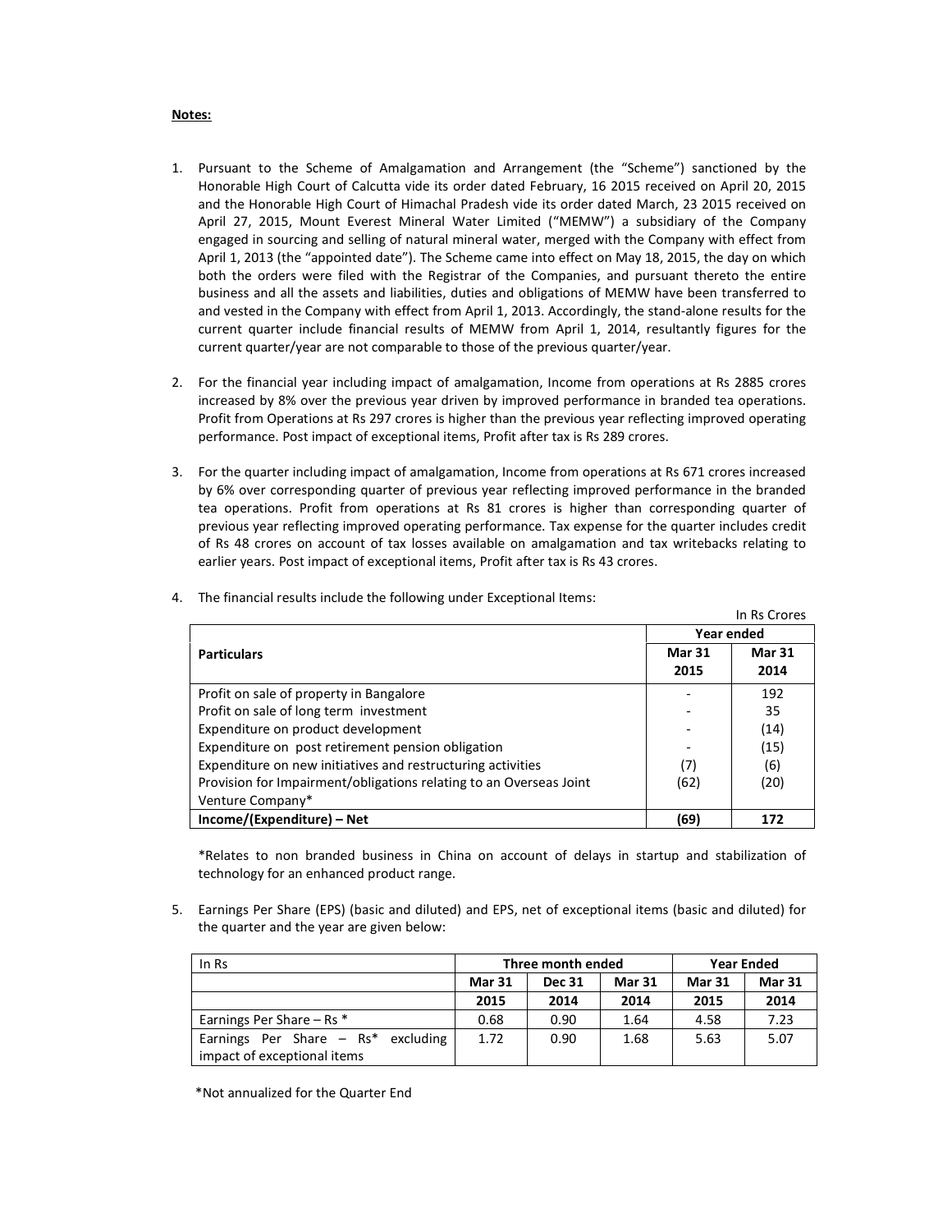**Notes:**

1. Pursuant to the Scheme of Amalgamation and Arrangement (the "Scheme") sanctioned by the Honorable High Court of Calcutta vide its order dated February, 16 2015 received on April 20, 2015 and the Honorable High Court of Himachal Pradesh vide its order dated March, 23 2015 received on April 27, 2015, Mount Everest Mineral Water Limited ("MEMW") a subsidiary of the Company engaged in sourcing and selling of natural mineral water, merged with the Company with effect from April 1, 2013 (the "appointed date"). The Scheme came into effect on May 18, 2015, the day on which both the orders were filed with the Registrar of the Companies, and pursuant thereto the entire business and all the assets and liabilities, duties and obligations of MEMW have been transferred to and vested in the Company with effect from April 1, 2013. Accordingly, the stand-alone results for the current quarter include financial results of MEMW from April 1, 2014, resultantly figures for the current quarter/year are not comparable to those of the previous quarter/year.

2. For the financial year including impact of amalgamation, Income from operations at Rs 2885 crores increased by 8% over the previous year driven by improved performance in branded tea operations. Profit from Operations at Rs 297 crores is higher than the previous year reflecting improved operating performance. Post impact of exceptional items, Profit after tax is Rs 289 crores.

3. For the quarter including impact of amalgamation, Income from operations at Rs 671 crores increased by 6% over corresponding quarter of previous year reflecting improved performance in the branded tea operations. Profit from operations at Rs 81 crores is higher than corresponding quarter of previous year reflecting improved operating performance. Tax expense for the quarter includes credit of Rs 48 crores on account of tax losses available on amalgamation and tax writebacks relating to earlier years. Post impact of exceptional items, Profit after tax is Rs 43 crores.

4. The financial results include the following under Exceptional Items:

In Rs Crores

| Particulars | Year ended | |
|---|---|---|
| | Mar 31 2015 | Mar 31 2014 |
| Profit on sale of property in Bangalore | - | 192 |
| Profit on sale of long term investment | - | 35 |
| Expenditure on product development | - | (14) |
| Expenditure on post retirement pension obligation | - | (15) |
| Expenditure on new initiatives and restructuring activities | (7) | (6) |
| Provision for Impairment/obligations relating to an Overseas Joint Venture Company* | (62) | (20) |
| **Income/(Expenditure) – Net** | **(69)** | **172** |

*Relates to non branded business in China on account of delays in startup and stabilization of technology for an enhanced product range.

5. Earnings Per Share (EPS) (basic and diluted) and EPS, net of exceptional items (basic and diluted) for the quarter and the year are given below:

| In Rs | Three month ended | | | Year Ended | |
|---|---|---|---|---|---|
| | Mar 31 2015 | Dec 31 2014 | Mar 31 2014 | Mar 31 2015 | Mar 31 2014 |
| Earnings Per Share – Rs * | 0.68 | 0.90 | 1.64 | 4.58 | 7.23 |
| Earnings Per Share – Rs* excluding impact of exceptional items | 1.72 | 0.90 | 1.68 | 5.63 | 5.07 |

*Not annualized for the Quarter End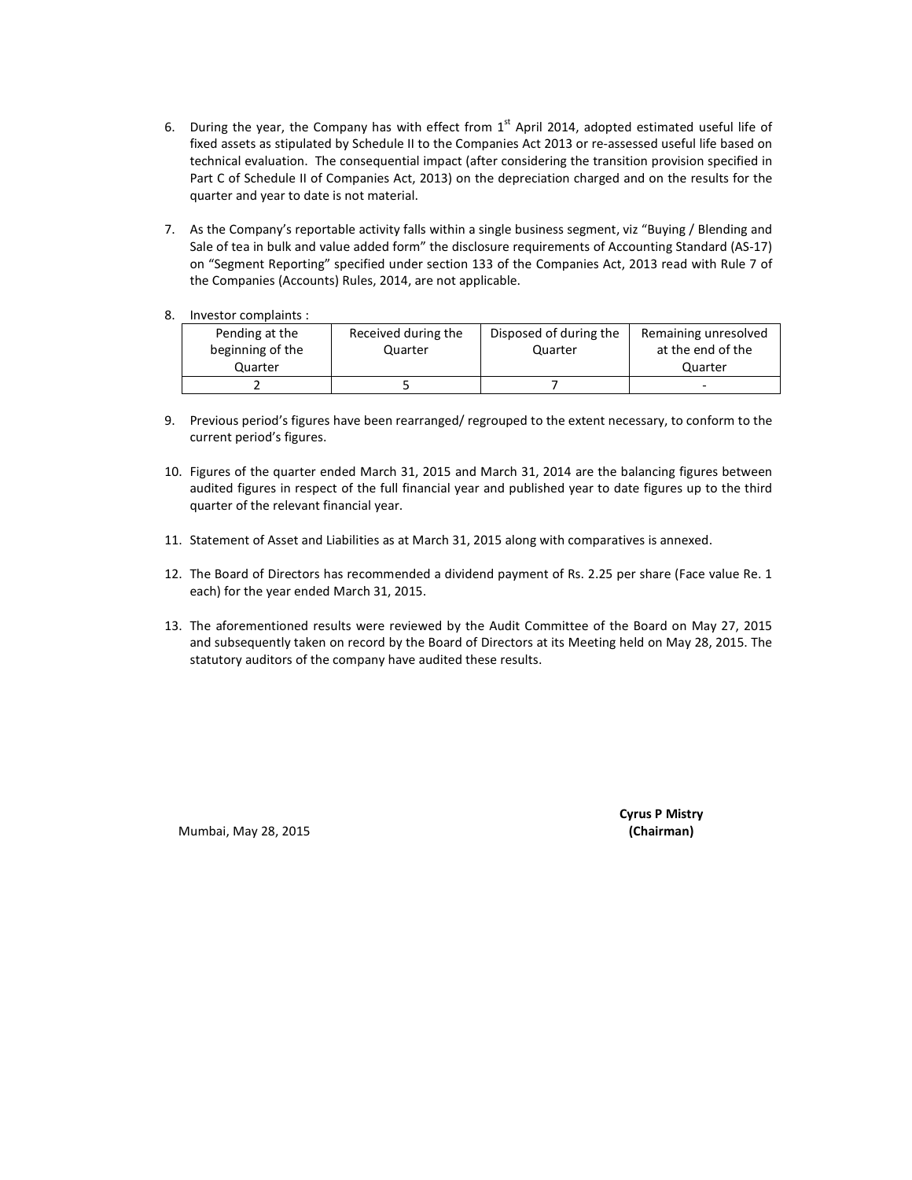6. During the year, the Company has with effect from 1st April 2014, adopted estimated useful life of fixed assets as stipulated by Schedule II to the Companies Act 2013 or re-assessed useful life based on technical evaluation. The consequential impact (after considering the transition provision specified in Part C of Schedule II of Companies Act, 2013) on the depreciation charged and on the results for the quarter and year to date is not material.

7. As the Company's reportable activity falls within a single business segment, viz "Buying / Blending and Sale of tea in bulk and value added form" the disclosure requirements of Accounting Standard (AS-17) on "Segment Reporting" specified under section 133 of the Companies Act, 2013 read with Rule 7 of the Companies (Accounts) Rules, 2014, are not applicable.

8. Investor complaints :

| Pending at the beginning of the Quarter | Received during the Quarter | Disposed of during the Quarter | Remaining unresolved at the end of the Quarter |
|---|---|---|---|
| 2 | 5 | 7 | - |

9. Previous period's figures have been rearranged/ regrouped to the extent necessary, to conform to the current period's figures.

10. Figures of the quarter ended March 31, 2015 and March 31, 2014 are the balancing figures between audited figures in respect of the full financial year and published year to date figures up to the third quarter of the relevant financial year.

11. Statement of Asset and Liabilities as at March 31, 2015 along with comparatives is annexed.

12. The Board of Directors has recommended a dividend payment of Rs. 2.25 per share (Face value Re. 1 each) for the year ended March 31, 2015.

13. The aforementioned results were reviewed by the Audit Committee of the Board on May 27, 2015 and subsequently taken on record by the Board of Directors at its Meeting held on May 28, 2015. The statutory auditors of the company have audited these results.

Mumbai, May 28, 2015

**Cyrus P Mistry**
**(Chairman)**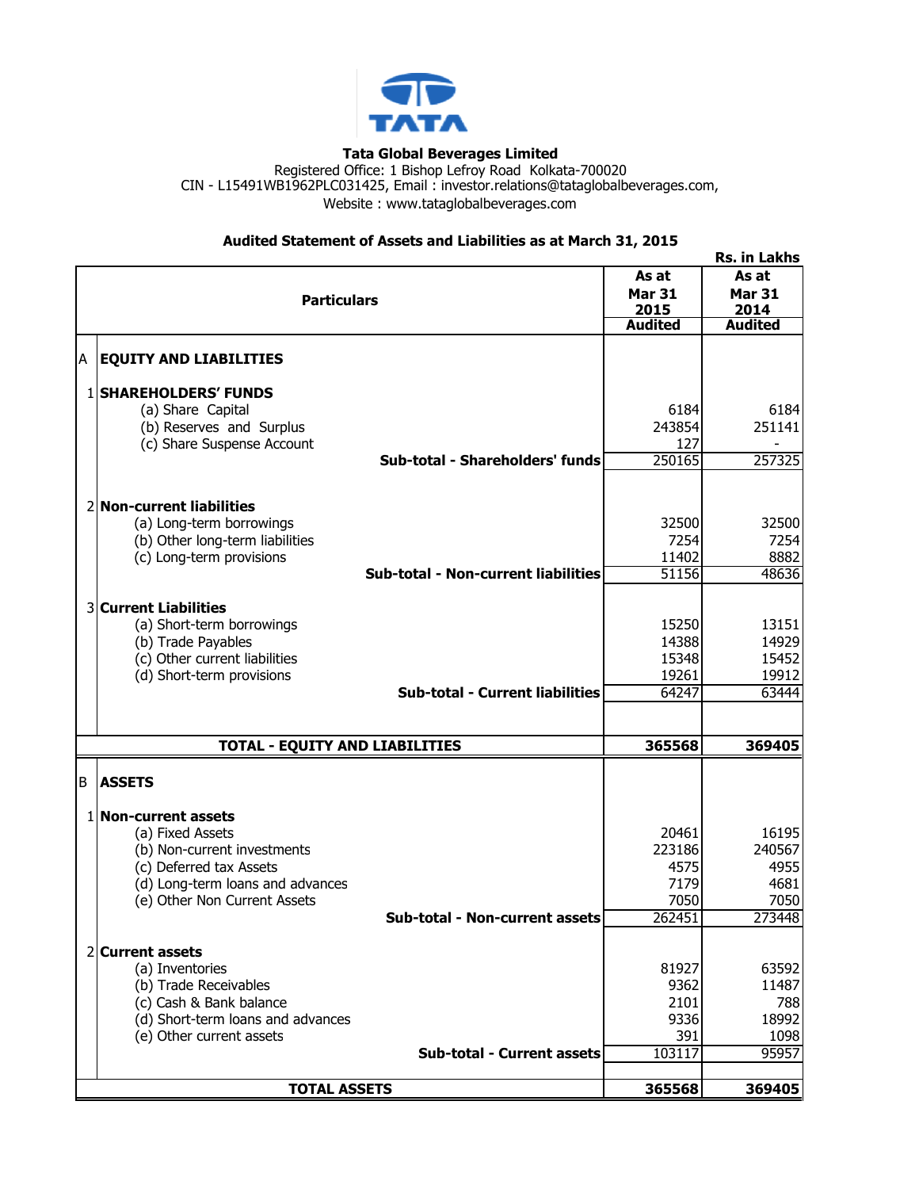**Tata Global Beverages Limited**

Registered Office: 1 Bishop Lefroy Road Kolkata-700020

CIN - L15491WB1962PLC031425, Email : investor.relations@tataglobalbeverages.com,

Website : www.tataglobalbeverages.com

## Audited Statement of Assets and Liabilities as at March 31, 2015

Rs. in Lakhs

| | Particulars | As at Mar 31 2015 Audited | As at Mar 31 2014 Audited |
|---|---|---|---|
| A | **EQUITY AND LIABILITIES** | | |
| 1 | **SHAREHOLDERS' FUNDS** | | |
| | (a) Share Capital | 6184 | 6184 |
| | (b) Reserves and Surplus | 243854 | 251141 |
| | (c) Share Suspense Account | 127 | - |
| | **Sub-total - Shareholders' funds** | 250165 | 257325 |
| 2 | **Non-current liabilities** | | |
| | (a) Long-term borrowings | 32500 | 32500 |
| | (b) Other long-term liabilities | 7254 | 7254 |
| | (c) Long-term provisions | 11402 | 8882 |
| | **Sub-total - Non-current liabilities** | 51156 | 48636 |
| 3 | **Current Liabilities** | | |
| | (a) Short-term borrowings | 15250 | 13151 |
| | (b) Trade Payables | 14388 | 14929 |
| | (c) Other current liabilities | 15348 | 15452 |
| | (d) Short-term provisions | 19261 | 19912 |
| | **Sub-total - Current liabilities** | 64247 | 63444 |
| | **TOTAL - EQUITY AND LIABILITIES** | **365568** | **369405** |
| B | **ASSETS** | | |
| 1 | **Non-current assets** | | |
| | (a) Fixed Assets | 20461 | 16195 |
| | (b) Non-current investments | 223186 | 240567 |
| | (c) Deferred tax Assets | 4575 | 4955 |
| | (d) Long-term loans and advances | 7179 | 4681 |
| | (e) Other Non Current Assets | 7050 | 7050 |
| | **Sub-total - Non-current assets** | 262451 | 273448 |
| 2 | **Current assets** | | |
| | (a) Inventories | 81927 | 63592 |
| | (b) Trade Receivables | 9362 | 11487 |
| | (c) Cash & Bank balance | 2101 | 788 |
| | (d) Short-term loans and advances | 9336 | 18992 |
| | (e) Other current assets | 391 | 1098 |
| | **Sub-total - Current assets** | 103117 | 95957 |
| | **TOTAL ASSETS** | **365568** | **369405** |